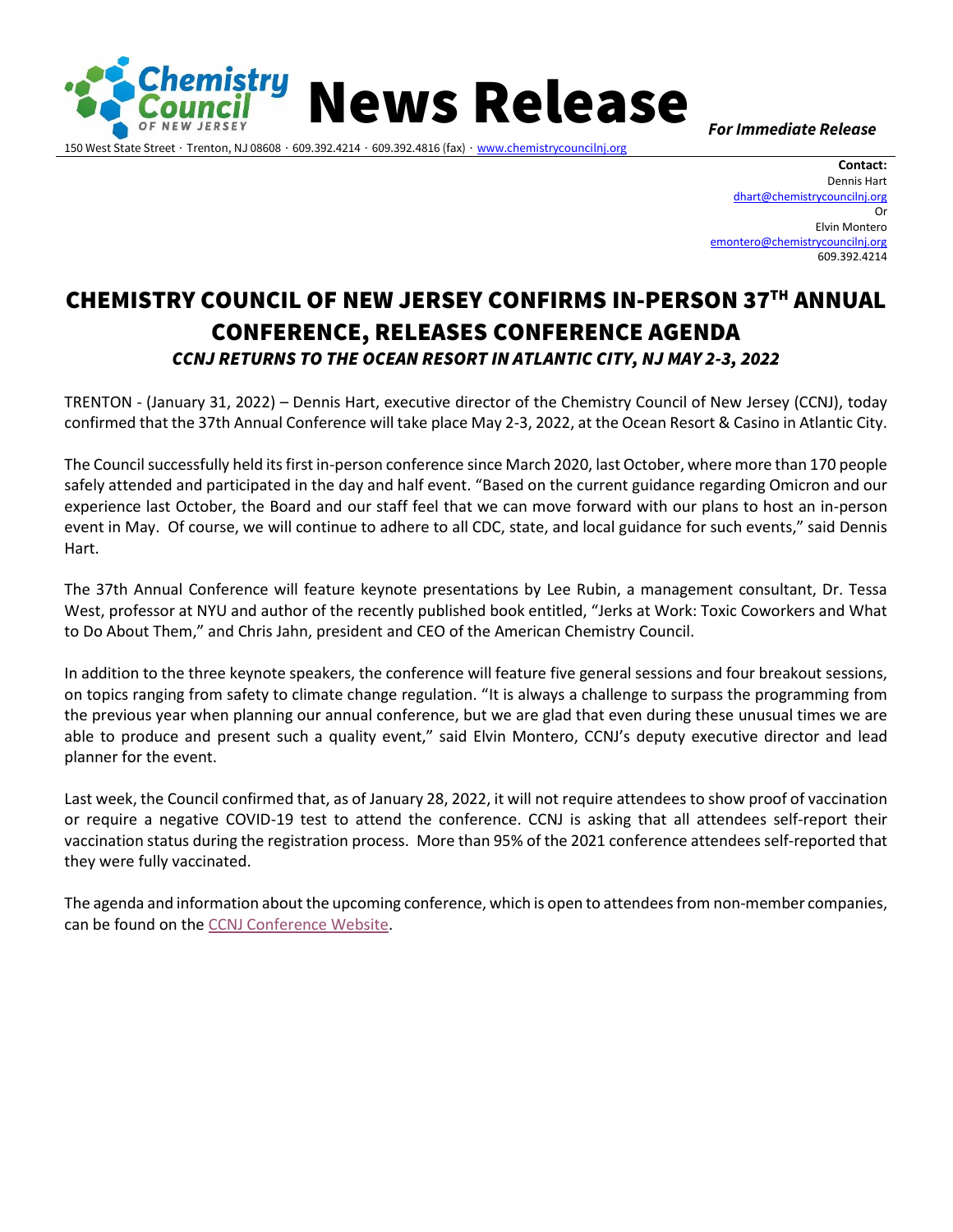Chemistry Council OF NEW JERSEY **News Release**

150 West State Street · Trenton, NJ 08608 · 609.392.4214 · 609.392.4816 (fax) · www.chemistrycouncilnj.org

***For Immediate Release***

**Contact:**
Dennis Hart
dhart@chemistrycouncilnj.org
Or
Elvin Montero
emontero@chemistrycouncilnj.org
609.392.4214

# CHEMISTRY COUNCIL OF NEW JERSEY CONFIRMS IN-PERSON 37TH ANNUAL CONFERENCE, RELEASES CONFERENCE AGENDA

***CCNJ RETURNS TO THE OCEAN RESORT IN ATLANTIC CITY, NJ MAY 2-3, 2022***

TRENTON - (January 31, 2022) – Dennis Hart, executive director of the Chemistry Council of New Jersey (CCNJ), today confirmed that the 37th Annual Conference will take place May 2-3, 2022, at the Ocean Resort & Casino in Atlantic City.

The Council successfully held its first in-person conference since March 2020, last October, where more than 170 people safely attended and participated in the day and half event. "Based on the current guidance regarding Omicron and our experience last October, the Board and our staff feel that we can move forward with our plans to host an in-person event in May. Of course, we will continue to adhere to all CDC, state, and local guidance for such events," said Dennis Hart.

The 37th Annual Conference will feature keynote presentations by Lee Rubin, a management consultant, Dr. Tessa West, professor at NYU and author of the recently published book entitled, "Jerks at Work: Toxic Coworkers and What to Do About Them," and Chris Jahn, president and CEO of the American Chemistry Council.

In addition to the three keynote speakers, the conference will feature five general sessions and four breakout sessions, on topics ranging from safety to climate change regulation. "It is always a challenge to surpass the programming from the previous year when planning our annual conference, but we are glad that even during these unusual times we are able to produce and present such a quality event," said Elvin Montero, CCNJ's deputy executive director and lead planner for the event.

Last week, the Council confirmed that, as of January 28, 2022, it will not require attendees to show proof of vaccination or require a negative COVID-19 test to attend the conference. CCNJ is asking that all attendees self-report their vaccination status during the registration process. More than 95% of the 2021 conference attendees self-reported that they were fully vaccinated.

The agenda and information about the upcoming conference, which is open to attendees from non-member companies, can be found on the CCNJ Conference Website.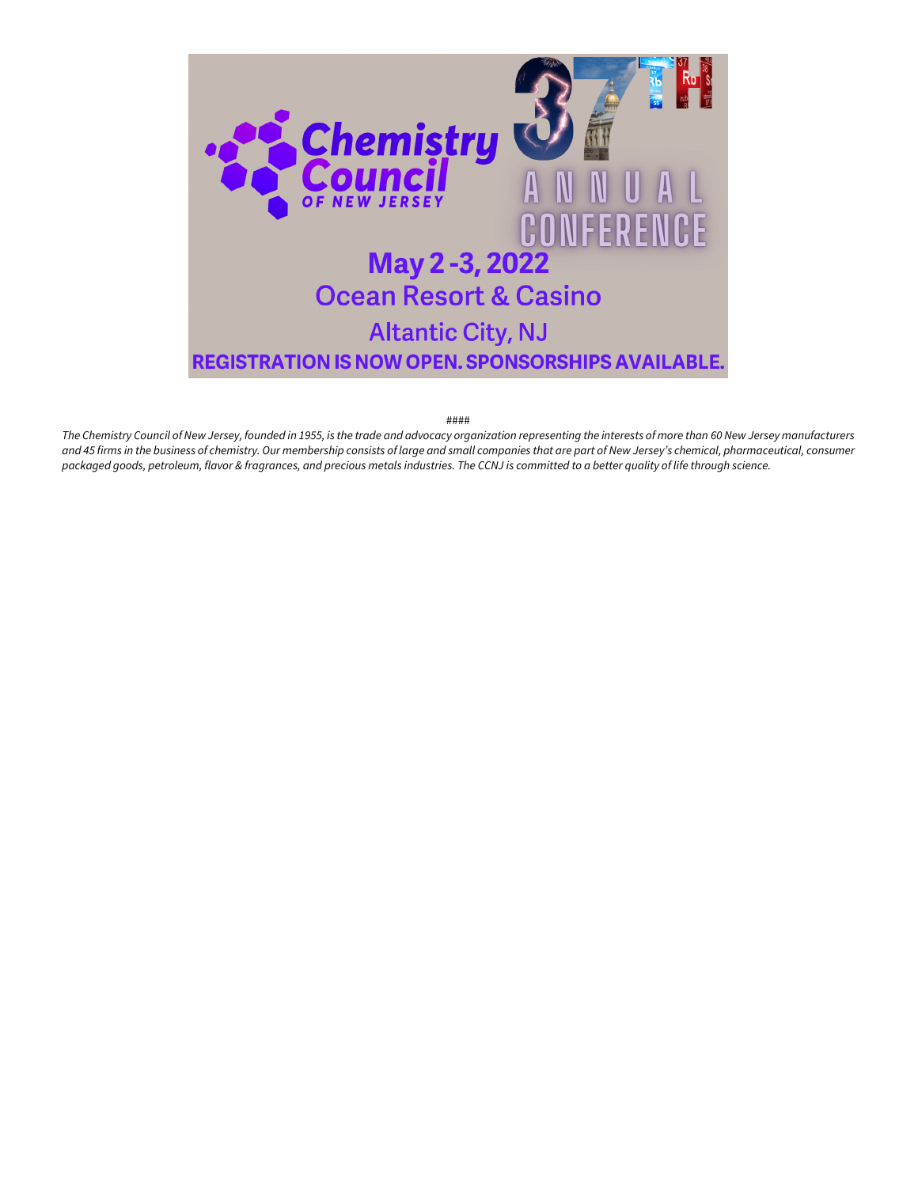Chemistry Council OF NEW JERSEY

37TH ANNUAL CONFERENCE

May 2 -3, 2022

Ocean Resort & Casino

Altantic City, NJ

REGISTRATION IS NOW OPEN. SPONSORSHIPS AVAILABLE.

####

*The Chemistry Council of New Jersey, founded in 1955, is the trade and advocacy organization representing the interests of more than 60 New Jersey manufacturers and 45 firms in the business of chemistry. Our membership consists of large and small companies that are part of New Jersey's chemical, pharmaceutical, consumer packaged goods, petroleum, flavor & fragrances, and precious metals industries. The CCNJ is committed to a better quality of life through science.*